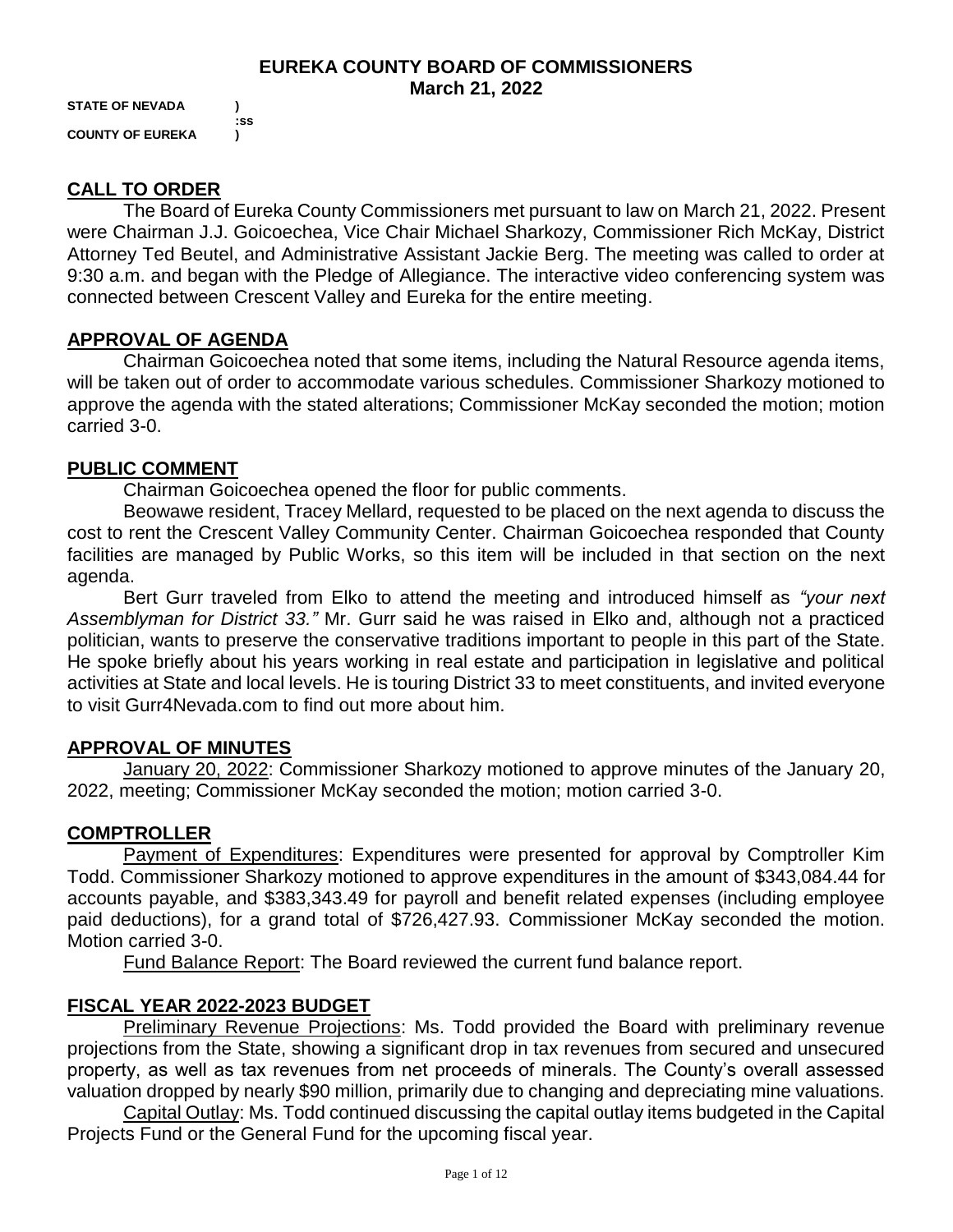# EUREKA COUNTY BOARD OF COMMISSIONERS
## March 21, 2022

**STATE OF NEVADA )**
**:ss**
**COUNTY OF EUREKA )**

## CALL TO ORDER

The Board of Eureka County Commissioners met pursuant to law on March 21, 2022. Present were Chairman J.J. Goicoechea, Vice Chair Michael Sharkozy, Commissioner Rich McKay, District Attorney Ted Beutel, and Administrative Assistant Jackie Berg. The meeting was called to order at 9:30 a.m. and began with the Pledge of Allegiance. The interactive video conferencing system was connected between Crescent Valley and Eureka for the entire meeting.

## APPROVAL OF AGENDA

Chairman Goicoechea noted that some items, including the Natural Resource agenda items, will be taken out of order to accommodate various schedules. Commissioner Sharkozy motioned to approve the agenda with the stated alterations; Commissioner McKay seconded the motion; motion carried 3-0.

## PUBLIC COMMENT

Chairman Goicoechea opened the floor for public comments.

Beowawe resident, Tracey Mellard, requested to be placed on the next agenda to discuss the cost to rent the Crescent Valley Community Center. Chairman Goicoechea responded that County facilities are managed by Public Works, so this item will be included in that section on the next agenda.

Bert Gurr traveled from Elko to attend the meeting and introduced himself as *"your next Assemblyman for District 33."* Mr. Gurr said he was raised in Elko and, although not a practiced politician, wants to preserve the conservative traditions important to people in this part of the State. He spoke briefly about his years working in real estate and participation in legislative and political activities at State and local levels. He is touring District 33 to meet constituents, and invited everyone to visit Gurr4Nevada.com to find out more about him.

## APPROVAL OF MINUTES

January 20, 2022: Commissioner Sharkozy motioned to approve minutes of the January 20, 2022, meeting; Commissioner McKay seconded the motion; motion carried 3-0.

## COMPTROLLER

Payment of Expenditures: Expenditures were presented for approval by Comptroller Kim Todd. Commissioner Sharkozy motioned to approve expenditures in the amount of $343,084.44 for accounts payable, and $383,343.49 for payroll and benefit related expenses (including employee paid deductions), for a grand total of $726,427.93. Commissioner McKay seconded the motion. Motion carried 3-0.

Fund Balance Report: The Board reviewed the current fund balance report.

## FISCAL YEAR 2022-2023 BUDGET

Preliminary Revenue Projections: Ms. Todd provided the Board with preliminary revenue projections from the State, showing a significant drop in tax revenues from secured and unsecured property, as well as tax revenues from net proceeds of minerals. The County's overall assessed valuation dropped by nearly $90 million, primarily due to changing and depreciating mine valuations.

Capital Outlay: Ms. Todd continued discussing the capital outlay items budgeted in the Capital Projects Fund or the General Fund for the upcoming fiscal year.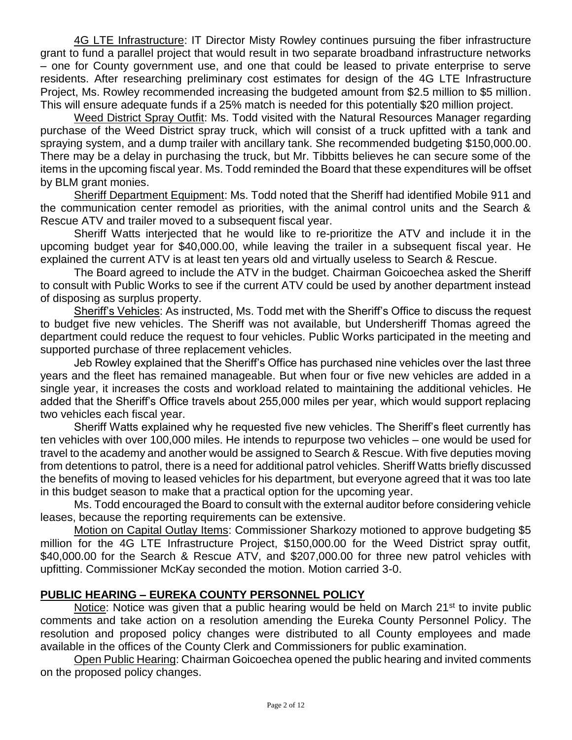4G LTE Infrastructure: IT Director Misty Rowley continues pursuing the fiber infrastructure grant to fund a parallel project that would result in two separate broadband infrastructure networks – one for County government use, and one that could be leased to private enterprise to serve residents. After researching preliminary cost estimates for design of the 4G LTE Infrastructure Project, Ms. Rowley recommended increasing the budgeted amount from \$2.5 million to \$5 million. This will ensure adequate funds if a 25% match is needed for this potentially \$20 million project.

Weed District Spray Outfit: Ms. Todd visited with the Natural Resources Manager regarding purchase of the Weed District spray truck, which will consist of a truck upfitted with a tank and spraying system, and a dump trailer with ancillary tank. She recommended budgeting \$150,000.00. There may be a delay in purchasing the truck, but Mr. Tibbitts believes he can secure some of the items in the upcoming fiscal year. Ms. Todd reminded the Board that these expenditures will be offset by BLM grant monies.

Sheriff Department Equipment: Ms. Todd noted that the Sheriff had identified Mobile 911 and the communication center remodel as priorities, with the animal control units and the Search & Rescue ATV and trailer moved to a subsequent fiscal year.

Sheriff Watts interjected that he would like to re-prioritize the ATV and include it in the upcoming budget year for \$40,000.00, while leaving the trailer in a subsequent fiscal year. He explained the current ATV is at least ten years old and virtually useless to Search & Rescue.

The Board agreed to include the ATV in the budget. Chairman Goicoechea asked the Sheriff to consult with Public Works to see if the current ATV could be used by another department instead of disposing as surplus property.

Sheriff's Vehicles: As instructed, Ms. Todd met with the Sheriff's Office to discuss the request to budget five new vehicles. The Sheriff was not available, but Undersheriff Thomas agreed the department could reduce the request to four vehicles. Public Works participated in the meeting and supported purchase of three replacement vehicles.

Jeb Rowley explained that the Sheriff's Office has purchased nine vehicles over the last three years and the fleet has remained manageable. But when four or five new vehicles are added in a single year, it increases the costs and workload related to maintaining the additional vehicles. He added that the Sheriff's Office travels about 255,000 miles per year, which would support replacing two vehicles each fiscal year.

Sheriff Watts explained why he requested five new vehicles. The Sheriff's fleet currently has ten vehicles with over 100,000 miles. He intends to repurpose two vehicles – one would be used for travel to the academy and another would be assigned to Search & Rescue. With five deputies moving from detentions to patrol, there is a need for additional patrol vehicles. Sheriff Watts briefly discussed the benefits of moving to leased vehicles for his department, but everyone agreed that it was too late in this budget season to make that a practical option for the upcoming year.

Ms. Todd encouraged the Board to consult with the external auditor before considering vehicle leases, because the reporting requirements can be extensive.

Motion on Capital Outlay Items: Commissioner Sharkozy motioned to approve budgeting \$5 million for the 4G LTE Infrastructure Project, \$150,000.00 for the Weed District spray outfit, \$40,000.00 for the Search & Rescue ATV, and \$207,000.00 for three new patrol vehicles with upfitting. Commissioner McKay seconded the motion. Motion carried 3-0.

## PUBLIC HEARING – EUREKA COUNTY PERSONNEL POLICY

Notice: Notice was given that a public hearing would be held on March 21st to invite public comments and take action on a resolution amending the Eureka County Personnel Policy. The resolution and proposed policy changes were distributed to all County employees and made available in the offices of the County Clerk and Commissioners for public examination.

Open Public Hearing: Chairman Goicoechea opened the public hearing and invited comments on the proposed policy changes.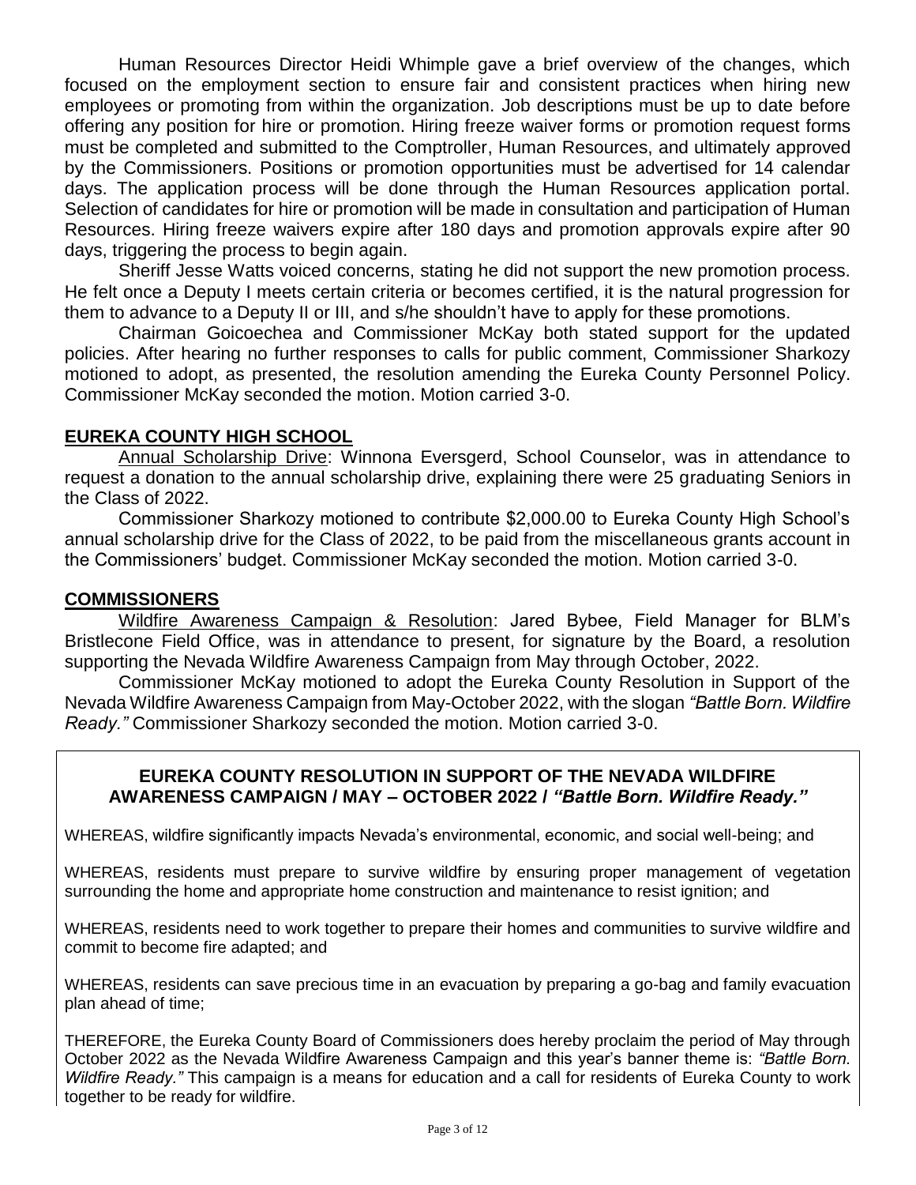Human Resources Director Heidi Whimple gave a brief overview of the changes, which focused on the employment section to ensure fair and consistent practices when hiring new employees or promoting from within the organization. Job descriptions must be up to date before offering any position for hire or promotion. Hiring freeze waiver forms or promotion request forms must be completed and submitted to the Comptroller, Human Resources, and ultimately approved by the Commissioners. Positions or promotion opportunities must be advertised for 14 calendar days. The application process will be done through the Human Resources application portal. Selection of candidates for hire or promotion will be made in consultation and participation of Human Resources. Hiring freeze waivers expire after 180 days and promotion approvals expire after 90 days, triggering the process to begin again.

Sheriff Jesse Watts voiced concerns, stating he did not support the new promotion process. He felt once a Deputy I meets certain criteria or becomes certified, it is the natural progression for them to advance to a Deputy II or III, and s/he shouldn't have to apply for these promotions.

Chairman Goicoechea and Commissioner McKay both stated support for the updated policies. After hearing no further responses to calls for public comment, Commissioner Sharkozy motioned to adopt, as presented, the resolution amending the Eureka County Personnel Policy. Commissioner McKay seconded the motion. Motion carried 3-0.

## EUREKA COUNTY HIGH SCHOOL

Annual Scholarship Drive: Winnona Eversgerd, School Counselor, was in attendance to request a donation to the annual scholarship drive, explaining there were 25 graduating Seniors in the Class of 2022.

Commissioner Sharkozy motioned to contribute $2,000.00 to Eureka County High School's annual scholarship drive for the Class of 2022, to be paid from the miscellaneous grants account in the Commissioners' budget. Commissioner McKay seconded the motion. Motion carried 3-0.

## COMMISSIONERS

Wildfire Awareness Campaign & Resolution: Jared Bybee, Field Manager for BLM's Bristlecone Field Office, was in attendance to present, for signature by the Board, a resolution supporting the Nevada Wildfire Awareness Campaign from May through October, 2022.

Commissioner McKay motioned to adopt the Eureka County Resolution in Support of the Nevada Wildfire Awareness Campaign from May-October 2022, with the slogan *"Battle Born. Wildfire Ready."* Commissioner Sharkozy seconded the motion. Motion carried 3-0.

### EUREKA COUNTY RESOLUTION IN SUPPORT OF THE NEVADA WILDFIRE AWARENESS CAMPAIGN / MAY – OCTOBER 2022 / *"Battle Born. Wildfire Ready."*

WHEREAS, wildfire significantly impacts Nevada's environmental, economic, and social well-being; and

WHEREAS, residents must prepare to survive wildfire by ensuring proper management of vegetation surrounding the home and appropriate home construction and maintenance to resist ignition; and

WHEREAS, residents need to work together to prepare their homes and communities to survive wildfire and commit to become fire adapted; and

WHEREAS, residents can save precious time in an evacuation by preparing a go-bag and family evacuation plan ahead of time;

THEREFORE, the Eureka County Board of Commissioners does hereby proclaim the period of May through October 2022 as the Nevada Wildfire Awareness Campaign and this year's banner theme is: *"Battle Born. Wildfire Ready."* This campaign is a means for education and a call for residents of Eureka County to work together to be ready for wildfire.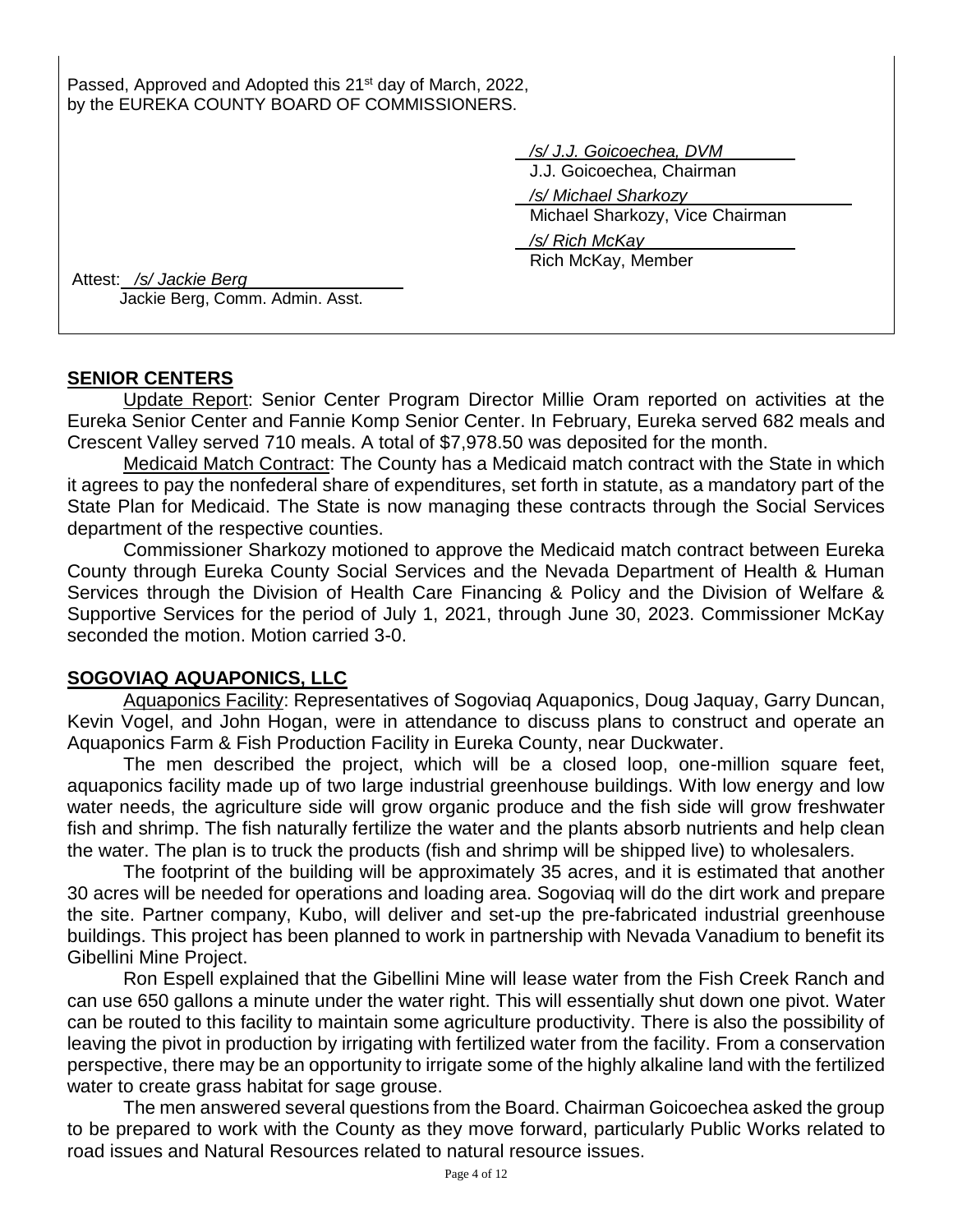Passed, Approved and Adopted this 21st day of March, 2022,
by the EUREKA COUNTY BOARD OF COMMISSIONERS.

*/s/ J.J. Goicoechea, DVM*
J.J. Goicoechea, Chairman

*/s/ Michael Sharkozy*
Michael Sharkozy, Vice Chairman

*/s/ Rich McKay*
Rich McKay, Member

Attest: */s/ Jackie Berg*
Jackie Berg, Comm. Admin. Asst.

## SENIOR CENTERS

Update Report: Senior Center Program Director Millie Oram reported on activities at the Eureka Senior Center and Fannie Komp Senior Center. In February, Eureka served 682 meals and Crescent Valley served 710 meals. A total of $7,978.50 was deposited for the month.

Medicaid Match Contract: The County has a Medicaid match contract with the State in which it agrees to pay the nonfederal share of expenditures, set forth in statute, as a mandatory part of the State Plan for Medicaid. The State is now managing these contracts through the Social Services department of the respective counties.

Commissioner Sharkozy motioned to approve the Medicaid match contract between Eureka County through Eureka County Social Services and the Nevada Department of Health & Human Services through the Division of Health Care Financing & Policy and the Division of Welfare & Supportive Services for the period of July 1, 2021, through June 30, 2023. Commissioner McKay seconded the motion. Motion carried 3-0.

## SOGOVIAQ AQUAPONICS, LLC

Aquaponics Facility: Representatives of Sogoviaq Aquaponics, Doug Jaquay, Garry Duncan, Kevin Vogel, and John Hogan, were in attendance to discuss plans to construct and operate an Aquaponics Farm & Fish Production Facility in Eureka County, near Duckwater.

The men described the project, which will be a closed loop, one-million square feet, aquaponics facility made up of two large industrial greenhouse buildings. With low energy and low water needs, the agriculture side will grow organic produce and the fish side will grow freshwater fish and shrimp. The fish naturally fertilize the water and the plants absorb nutrients and help clean the water. The plan is to truck the products (fish and shrimp will be shipped live) to wholesalers.

The footprint of the building will be approximately 35 acres, and it is estimated that another 30 acres will be needed for operations and loading area. Sogoviaq will do the dirt work and prepare the site. Partner company, Kubo, will deliver and set-up the pre-fabricated industrial greenhouse buildings. This project has been planned to work in partnership with Nevada Vanadium to benefit its Gibellini Mine Project.

Ron Espell explained that the Gibellini Mine will lease water from the Fish Creek Ranch and can use 650 gallons a minute under the water right. This will essentially shut down one pivot. Water can be routed to this facility to maintain some agriculture productivity. There is also the possibility of leaving the pivot in production by irrigating with fertilized water from the facility. From a conservation perspective, there may be an opportunity to irrigate some of the highly alkaline land with the fertilized water to create grass habitat for sage grouse.

The men answered several questions from the Board. Chairman Goicoechea asked the group to be prepared to work with the County as they move forward, particularly Public Works related to road issues and Natural Resources related to natural resource issues.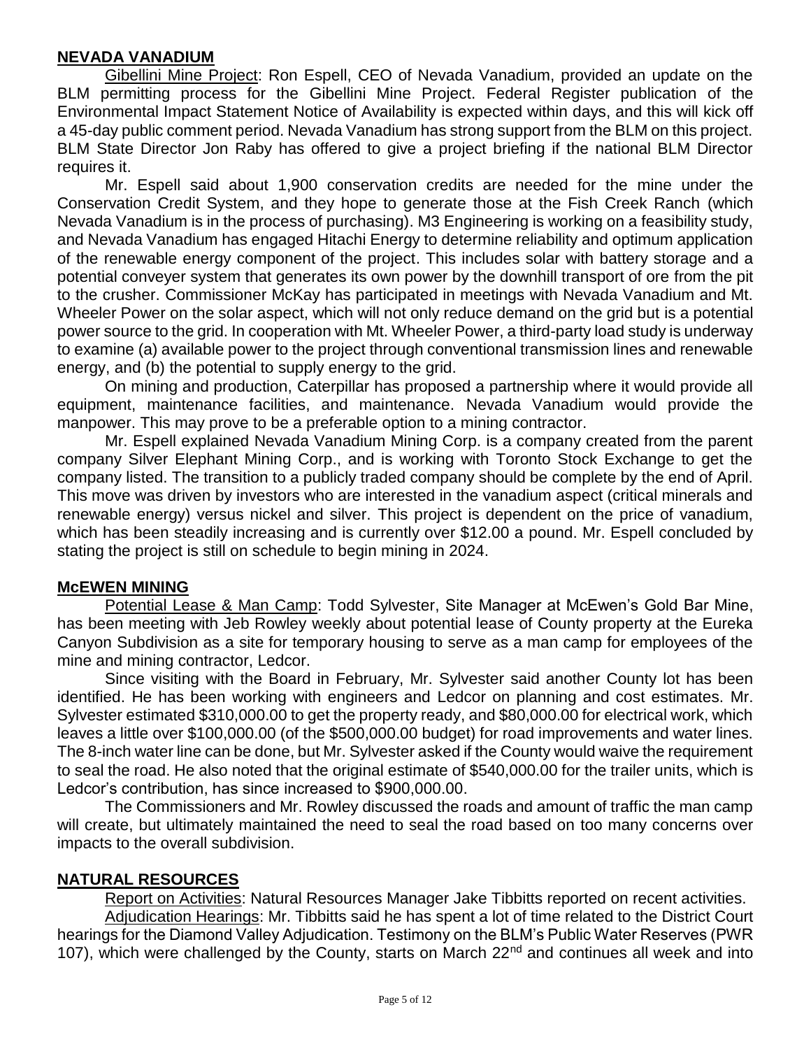## NEVADA VANADIUM

Gibellini Mine Project: Ron Espell, CEO of Nevada Vanadium, provided an update on the BLM permitting process for the Gibellini Mine Project. Federal Register publication of the Environmental Impact Statement Notice of Availability is expected within days, and this will kick off a 45-day public comment period. Nevada Vanadium has strong support from the BLM on this project. BLM State Director Jon Raby has offered to give a project briefing if the national BLM Director requires it.

Mr. Espell said about 1,900 conservation credits are needed for the mine under the Conservation Credit System, and they hope to generate those at the Fish Creek Ranch (which Nevada Vanadium is in the process of purchasing). M3 Engineering is working on a feasibility study, and Nevada Vanadium has engaged Hitachi Energy to determine reliability and optimum application of the renewable energy component of the project. This includes solar with battery storage and a potential conveyer system that generates its own power by the downhill transport of ore from the pit to the crusher. Commissioner McKay has participated in meetings with Nevada Vanadium and Mt. Wheeler Power on the solar aspect, which will not only reduce demand on the grid but is a potential power source to the grid. In cooperation with Mt. Wheeler Power, a third-party load study is underway to examine (a) available power to the project through conventional transmission lines and renewable energy, and (b) the potential to supply energy to the grid.

On mining and production, Caterpillar has proposed a partnership where it would provide all equipment, maintenance facilities, and maintenance. Nevada Vanadium would provide the manpower. This may prove to be a preferable option to a mining contractor.

Mr. Espell explained Nevada Vanadium Mining Corp. is a company created from the parent company Silver Elephant Mining Corp., and is working with Toronto Stock Exchange to get the company listed. The transition to a publicly traded company should be complete by the end of April. This move was driven by investors who are interested in the vanadium aspect (critical minerals and renewable energy) versus nickel and silver. This project is dependent on the price of vanadium, which has been steadily increasing and is currently over $12.00 a pound. Mr. Espell concluded by stating the project is still on schedule to begin mining in 2024.

## McEWEN MINING

Potential Lease & Man Camp: Todd Sylvester, Site Manager at McEwen's Gold Bar Mine, has been meeting with Jeb Rowley weekly about potential lease of County property at the Eureka Canyon Subdivision as a site for temporary housing to serve as a man camp for employees of the mine and mining contractor, Ledcor.

Since visiting with the Board in February, Mr. Sylvester said another County lot has been identified. He has been working with engineers and Ledcor on planning and cost estimates. Mr. Sylvester estimated $310,000.00 to get the property ready, and $80,000.00 for electrical work, which leaves a little over $100,000.00 (of the $500,000.00 budget) for road improvements and water lines. The 8-inch water line can be done, but Mr. Sylvester asked if the County would waive the requirement to seal the road. He also noted that the original estimate of $540,000.00 for the trailer units, which is Ledcor's contribution, has since increased to $900,000.00.

The Commissioners and Mr. Rowley discussed the roads and amount of traffic the man camp will create, but ultimately maintained the need to seal the road based on too many concerns over impacts to the overall subdivision.

## NATURAL RESOURCES

Report on Activities: Natural Resources Manager Jake Tibbitts reported on recent activities.

Adjudication Hearings: Mr. Tibbitts said he has spent a lot of time related to the District Court hearings for the Diamond Valley Adjudication. Testimony on the BLM's Public Water Reserves (PWR 107), which were challenged by the County, starts on March 22nd and continues all week and into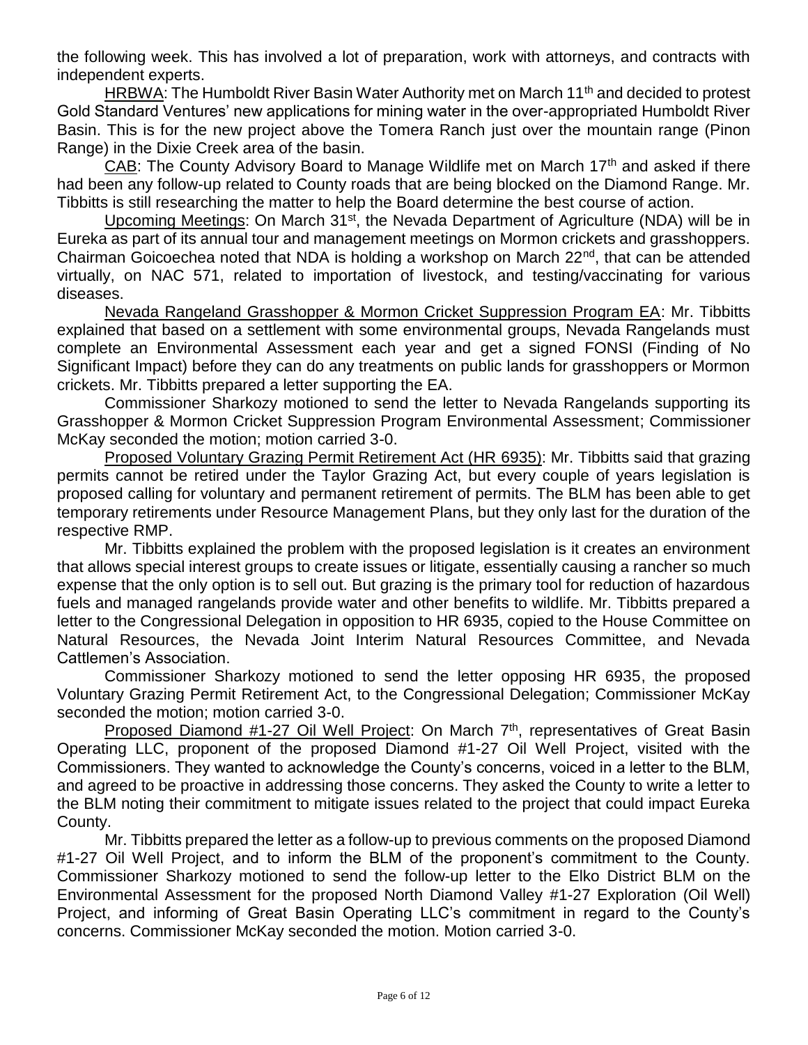the following week. This has involved a lot of preparation, work with attorneys, and contracts with independent experts.

HRBWA: The Humboldt River Basin Water Authority met on March 11th and decided to protest Gold Standard Ventures' new applications for mining water in the over-appropriated Humboldt River Basin. This is for the new project above the Tomera Ranch just over the mountain range (Pinon Range) in the Dixie Creek area of the basin.

CAB: The County Advisory Board to Manage Wildlife met on March 17th and asked if there had been any follow-up related to County roads that are being blocked on the Diamond Range. Mr. Tibbitts is still researching the matter to help the Board determine the best course of action.

Upcoming Meetings: On March 31st, the Nevada Department of Agriculture (NDA) will be in Eureka as part of its annual tour and management meetings on Mormon crickets and grasshoppers. Chairman Goicoechea noted that NDA is holding a workshop on March 22nd, that can be attended virtually, on NAC 571, related to importation of livestock, and testing/vaccinating for various diseases.

Nevada Rangeland Grasshopper & Mormon Cricket Suppression Program EA: Mr. Tibbitts explained that based on a settlement with some environmental groups, Nevada Rangelands must complete an Environmental Assessment each year and get a signed FONSI (Finding of No Significant Impact) before they can do any treatments on public lands for grasshoppers or Mormon crickets. Mr. Tibbitts prepared a letter supporting the EA.

Commissioner Sharkozy motioned to send the letter to Nevada Rangelands supporting its Grasshopper & Mormon Cricket Suppression Program Environmental Assessment; Commissioner McKay seconded the motion; motion carried 3-0.

Proposed Voluntary Grazing Permit Retirement Act (HR 6935): Mr. Tibbitts said that grazing permits cannot be retired under the Taylor Grazing Act, but every couple of years legislation is proposed calling for voluntary and permanent retirement of permits. The BLM has been able to get temporary retirements under Resource Management Plans, but they only last for the duration of the respective RMP.

Mr. Tibbitts explained the problem with the proposed legislation is it creates an environment that allows special interest groups to create issues or litigate, essentially causing a rancher so much expense that the only option is to sell out. But grazing is the primary tool for reduction of hazardous fuels and managed rangelands provide water and other benefits to wildlife. Mr. Tibbitts prepared a letter to the Congressional Delegation in opposition to HR 6935, copied to the House Committee on Natural Resources, the Nevada Joint Interim Natural Resources Committee, and Nevada Cattlemen's Association.

Commissioner Sharkozy motioned to send the letter opposing HR 6935, the proposed Voluntary Grazing Permit Retirement Act, to the Congressional Delegation; Commissioner McKay seconded the motion; motion carried 3-0.

Proposed Diamond #1-27 Oil Well Project: On March 7th, representatives of Great Basin Operating LLC, proponent of the proposed Diamond #1-27 Oil Well Project, visited with the Commissioners. They wanted to acknowledge the County's concerns, voiced in a letter to the BLM, and agreed to be proactive in addressing those concerns. They asked the County to write a letter to the BLM noting their commitment to mitigate issues related to the project that could impact Eureka County.

Mr. Tibbitts prepared the letter as a follow-up to previous comments on the proposed Diamond #1-27 Oil Well Project, and to inform the BLM of the proponent's commitment to the County. Commissioner Sharkozy motioned to send the follow-up letter to the Elko District BLM on the Environmental Assessment for the proposed North Diamond Valley #1-27 Exploration (Oil Well) Project, and informing of Great Basin Operating LLC's commitment in regard to the County's concerns. Commissioner McKay seconded the motion. Motion carried 3-0.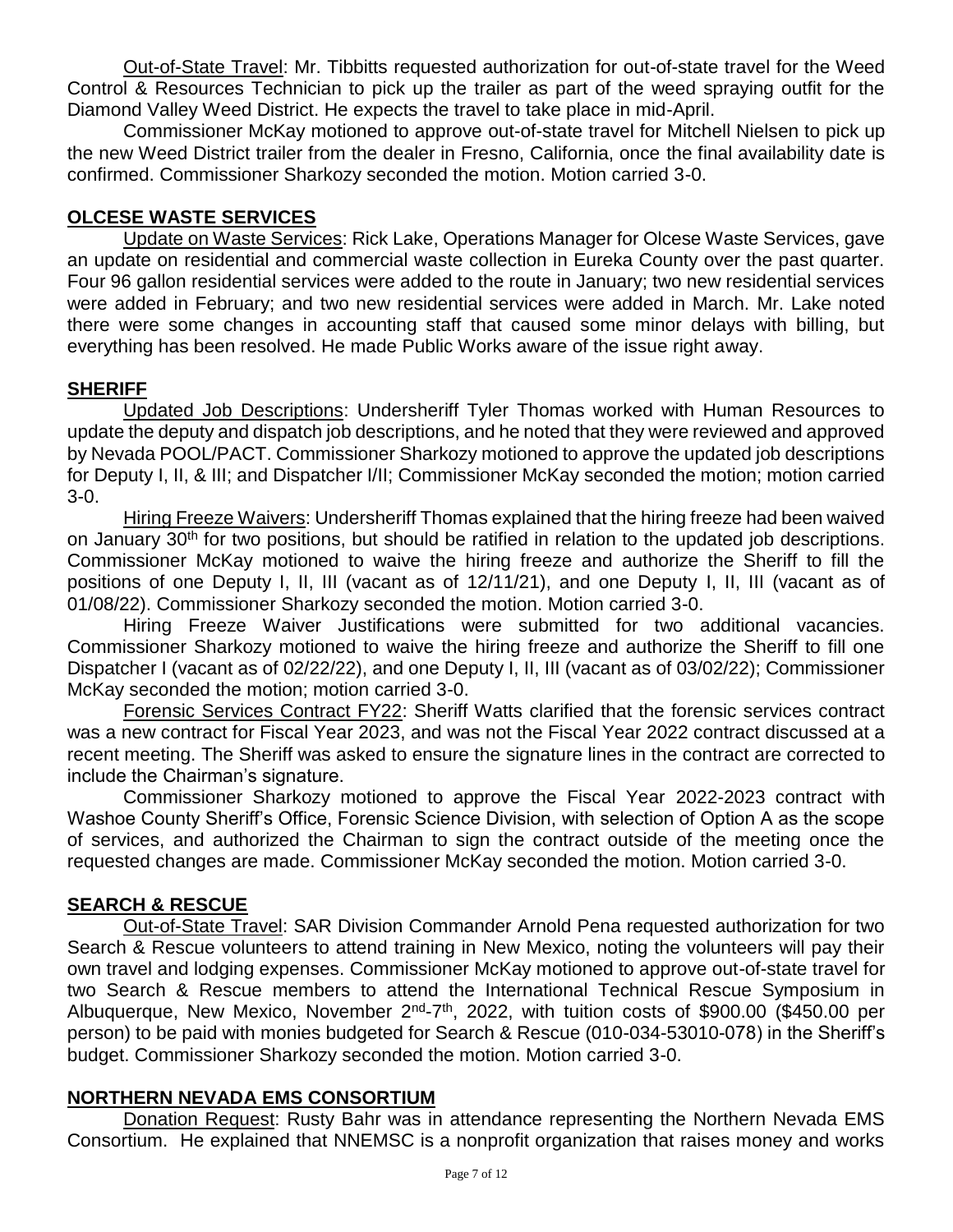Out-of-State Travel: Mr. Tibbitts requested authorization for out-of-state travel for the Weed Control & Resources Technician to pick up the trailer as part of the weed spraying outfit for the Diamond Valley Weed District. He expects the travel to take place in mid-April.

Commissioner McKay motioned to approve out-of-state travel for Mitchell Nielsen to pick up the new Weed District trailer from the dealer in Fresno, California, once the final availability date is confirmed. Commissioner Sharkozy seconded the motion. Motion carried 3-0.

## OLCESE WASTE SERVICES

Update on Waste Services: Rick Lake, Operations Manager for Olcese Waste Services, gave an update on residential and commercial waste collection in Eureka County over the past quarter. Four 96 gallon residential services were added to the route in January; two new residential services were added in February; and two new residential services were added in March. Mr. Lake noted there were some changes in accounting staff that caused some minor delays with billing, but everything has been resolved. He made Public Works aware of the issue right away.

## SHERIFF

Updated Job Descriptions: Undersheriff Tyler Thomas worked with Human Resources to update the deputy and dispatch job descriptions, and he noted that they were reviewed and approved by Nevada POOL/PACT. Commissioner Sharkozy motioned to approve the updated job descriptions for Deputy I, II, & III; and Dispatcher I/II; Commissioner McKay seconded the motion; motion carried 3-0.

Hiring Freeze Waivers: Undersheriff Thomas explained that the hiring freeze had been waived on January 30th for two positions, but should be ratified in relation to the updated job descriptions. Commissioner McKay motioned to waive the hiring freeze and authorize the Sheriff to fill the positions of one Deputy I, II, III (vacant as of 12/11/21), and one Deputy I, II, III (vacant as of 01/08/22). Commissioner Sharkozy seconded the motion. Motion carried 3-0.

Hiring Freeze Waiver Justifications were submitted for two additional vacancies. Commissioner Sharkozy motioned to waive the hiring freeze and authorize the Sheriff to fill one Dispatcher I (vacant as of 02/22/22), and one Deputy I, II, III (vacant as of 03/02/22); Commissioner McKay seconded the motion; motion carried 3-0.

Forensic Services Contract FY22: Sheriff Watts clarified that the forensic services contract was a new contract for Fiscal Year 2023, and was not the Fiscal Year 2022 contract discussed at a recent meeting. The Sheriff was asked to ensure the signature lines in the contract are corrected to include the Chairman's signature.

Commissioner Sharkozy motioned to approve the Fiscal Year 2022-2023 contract with Washoe County Sheriff's Office, Forensic Science Division, with selection of Option A as the scope of services, and authorized the Chairman to sign the contract outside of the meeting once the requested changes are made. Commissioner McKay seconded the motion. Motion carried 3-0.

## SEARCH & RESCUE

Out-of-State Travel: SAR Division Commander Arnold Pena requested authorization for two Search & Rescue volunteers to attend training in New Mexico, noting the volunteers will pay their own travel and lodging expenses. Commissioner McKay motioned to approve out-of-state travel for two Search & Rescue members to attend the International Technical Rescue Symposium in Albuquerque, New Mexico, November 2nd-7th, 2022, with tuition costs of $900.00 ($450.00 per person) to be paid with monies budgeted for Search & Rescue (010-034-53010-078) in the Sheriff's budget. Commissioner Sharkozy seconded the motion. Motion carried 3-0.

## NORTHERN NEVADA EMS CONSORTIUM

Donation Request: Rusty Bahr was in attendance representing the Northern Nevada EMS Consortium. He explained that NNEMSC is a nonprofit organization that raises money and works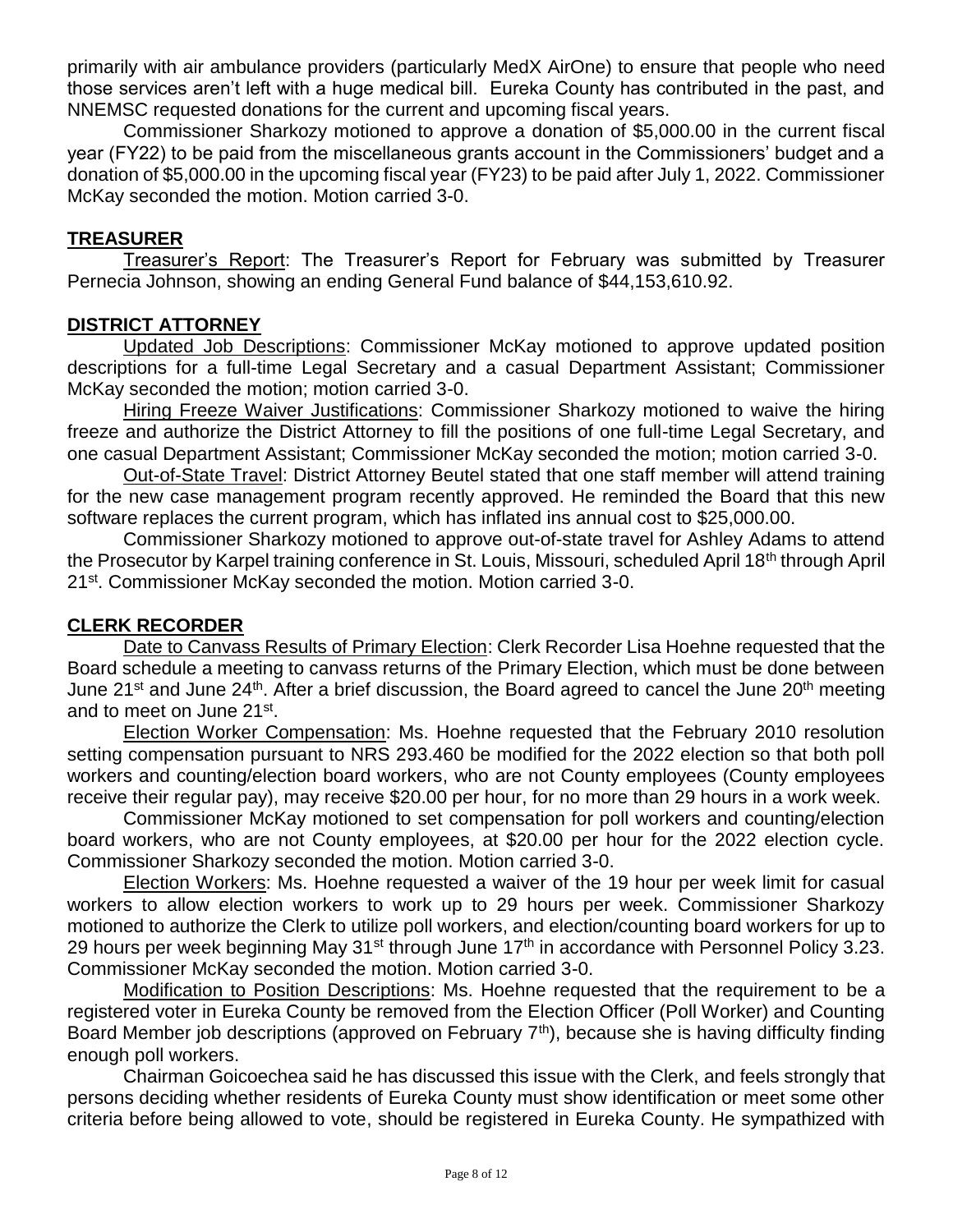primarily with air ambulance providers (particularly MedX AirOne) to ensure that people who need those services aren't left with a huge medical bill. Eureka County has contributed in the past, and NNEMSC requested donations for the current and upcoming fiscal years.

Commissioner Sharkozy motioned to approve a donation of $5,000.00 in the current fiscal year (FY22) to be paid from the miscellaneous grants account in the Commissioners' budget and a donation of $5,000.00 in the upcoming fiscal year (FY23) to be paid after July 1, 2022. Commissioner McKay seconded the motion. Motion carried 3-0.

## TREASURER

Treasurer's Report: The Treasurer's Report for February was submitted by Treasurer Pernecia Johnson, showing an ending General Fund balance of $44,153,610.92.

## DISTRICT ATTORNEY

Updated Job Descriptions: Commissioner McKay motioned to approve updated position descriptions for a full-time Legal Secretary and a casual Department Assistant; Commissioner McKay seconded the motion; motion carried 3-0.

Hiring Freeze Waiver Justifications: Commissioner Sharkozy motioned to waive the hiring freeze and authorize the District Attorney to fill the positions of one full-time Legal Secretary, and one casual Department Assistant; Commissioner McKay seconded the motion; motion carried 3-0.

Out-of-State Travel: District Attorney Beutel stated that one staff member will attend training for the new case management program recently approved. He reminded the Board that this new software replaces the current program, which has inflated ins annual cost to $25,000.00.

Commissioner Sharkozy motioned to approve out-of-state travel for Ashley Adams to attend the Prosecutor by Karpel training conference in St. Louis, Missouri, scheduled April 18th through April 21st. Commissioner McKay seconded the motion. Motion carried 3-0.

## CLERK RECORDER

Date to Canvass Results of Primary Election: Clerk Recorder Lisa Hoehne requested that the Board schedule a meeting to canvass returns of the Primary Election, which must be done between June 21st and June 24th. After a brief discussion, the Board agreed to cancel the June 20th meeting and to meet on June 21st.

Election Worker Compensation: Ms. Hoehne requested that the February 2010 resolution setting compensation pursuant to NRS 293.460 be modified for the 2022 election so that both poll workers and counting/election board workers, who are not County employees (County employees receive their regular pay), may receive $20.00 per hour, for no more than 29 hours in a work week.

Commissioner McKay motioned to set compensation for poll workers and counting/election board workers, who are not County employees, at $20.00 per hour for the 2022 election cycle. Commissioner Sharkozy seconded the motion. Motion carried 3-0.

Election Workers: Ms. Hoehne requested a waiver of the 19 hour per week limit for casual workers to allow election workers to work up to 29 hours per week. Commissioner Sharkozy motioned to authorize the Clerk to utilize poll workers, and election/counting board workers for up to 29 hours per week beginning May 31st through June 17th in accordance with Personnel Policy 3.23. Commissioner McKay seconded the motion. Motion carried 3-0.

Modification to Position Descriptions: Ms. Hoehne requested that the requirement to be a registered voter in Eureka County be removed from the Election Officer (Poll Worker) and Counting Board Member job descriptions (approved on February 7th), because she is having difficulty finding enough poll workers.

Chairman Goicoechea said he has discussed this issue with the Clerk, and feels strongly that persons deciding whether residents of Eureka County must show identification or meet some other criteria before being allowed to vote, should be registered in Eureka County. He sympathized with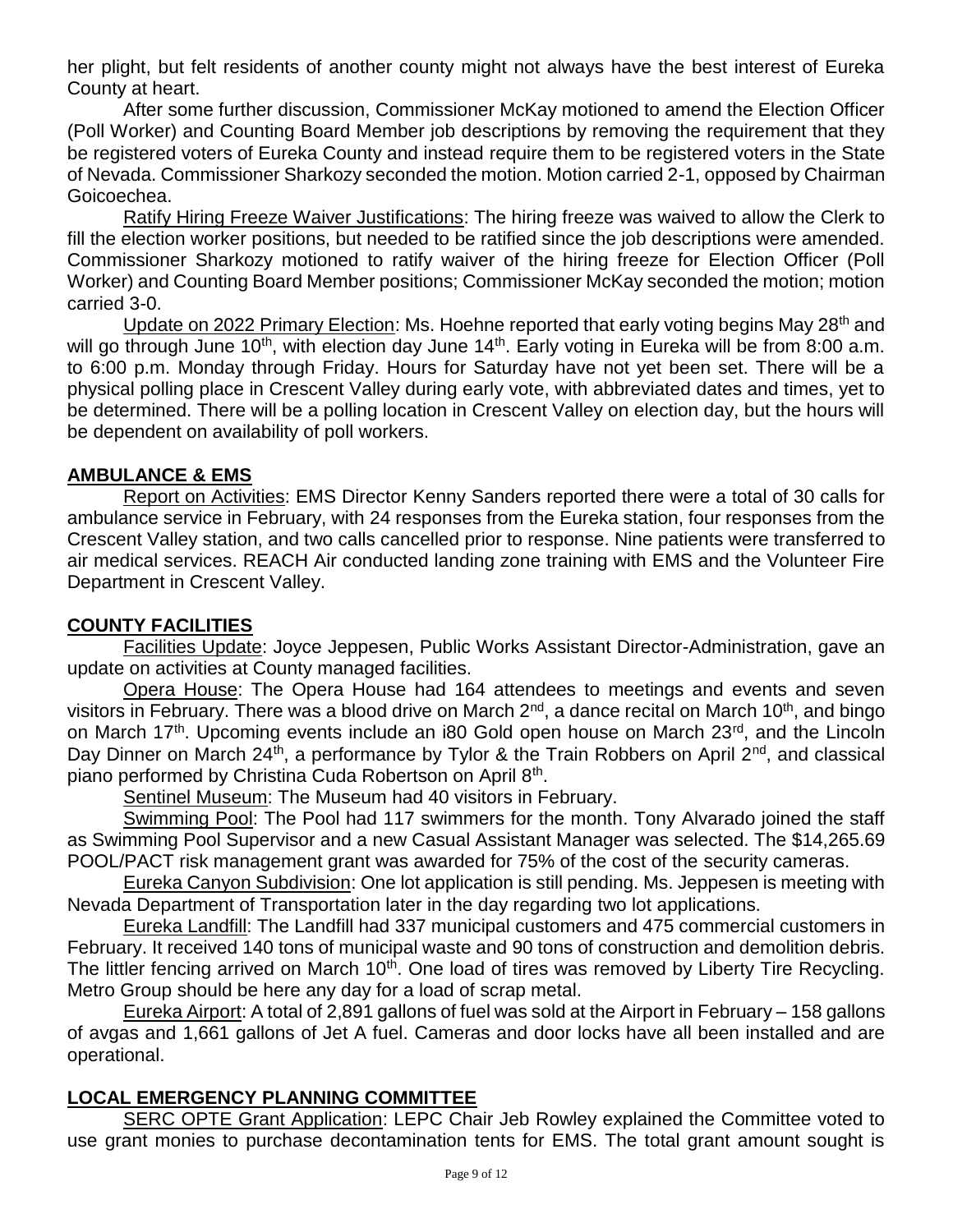her plight, but felt residents of another county might not always have the best interest of Eureka County at heart.

After some further discussion, Commissioner McKay motioned to amend the Election Officer (Poll Worker) and Counting Board Member job descriptions by removing the requirement that they be registered voters of Eureka County and instead require them to be registered voters in the State of Nevada. Commissioner Sharkozy seconded the motion. Motion carried 2-1, opposed by Chairman Goicoechea.

Ratify Hiring Freeze Waiver Justifications: The hiring freeze was waived to allow the Clerk to fill the election worker positions, but needed to be ratified since the job descriptions were amended. Commissioner Sharkozy motioned to ratify waiver of the hiring freeze for Election Officer (Poll Worker) and Counting Board Member positions; Commissioner McKay seconded the motion; motion carried 3-0.

Update on 2022 Primary Election: Ms. Hoehne reported that early voting begins May 28th and will go through June 10th, with election day June 14th. Early voting in Eureka will be from 8:00 a.m. to 6:00 p.m. Monday through Friday. Hours for Saturday have not yet been set. There will be a physical polling place in Crescent Valley during early vote, with abbreviated dates and times, yet to be determined. There will be a polling location in Crescent Valley on election day, but the hours will be dependent on availability of poll workers.

## AMBULANCE & EMS

Report on Activities: EMS Director Kenny Sanders reported there were a total of 30 calls for ambulance service in February, with 24 responses from the Eureka station, four responses from the Crescent Valley station, and two calls cancelled prior to response. Nine patients were transferred to air medical services. REACH Air conducted landing zone training with EMS and the Volunteer Fire Department in Crescent Valley.

## COUNTY FACILITIES

Facilities Update: Joyce Jeppesen, Public Works Assistant Director-Administration, gave an update on activities at County managed facilities.

Opera House: The Opera House had 164 attendees to meetings and events and seven visitors in February. There was a blood drive on March 2nd, a dance recital on March 10th, and bingo on March 17th. Upcoming events include an i80 Gold open house on March 23rd, and the Lincoln Day Dinner on March 24th, a performance by Tylor & the Train Robbers on April 2nd, and classical piano performed by Christina Cuda Robertson on April 8th.

Sentinel Museum: The Museum had 40 visitors in February.

Swimming Pool: The Pool had 117 swimmers for the month. Tony Alvarado joined the staff as Swimming Pool Supervisor and a new Casual Assistant Manager was selected. The $14,265.69 POOL/PACT risk management grant was awarded for 75% of the cost of the security cameras.

Eureka Canyon Subdivision: One lot application is still pending. Ms. Jeppesen is meeting with Nevada Department of Transportation later in the day regarding two lot applications.

Eureka Landfill: The Landfill had 337 municipal customers and 475 commercial customers in February. It received 140 tons of municipal waste and 90 tons of construction and demolition debris. The littler fencing arrived on March 10th. One load of tires was removed by Liberty Tire Recycling. Metro Group should be here any day for a load of scrap metal.

Eureka Airport: A total of 2,891 gallons of fuel was sold at the Airport in February – 158 gallons of avgas and 1,661 gallons of Jet A fuel. Cameras and door locks have all been installed and are operational.

## LOCAL EMERGENCY PLANNING COMMITTEE

SERC OPTE Grant Application: LEPC Chair Jeb Rowley explained the Committee voted to use grant monies to purchase decontamination tents for EMS. The total grant amount sought is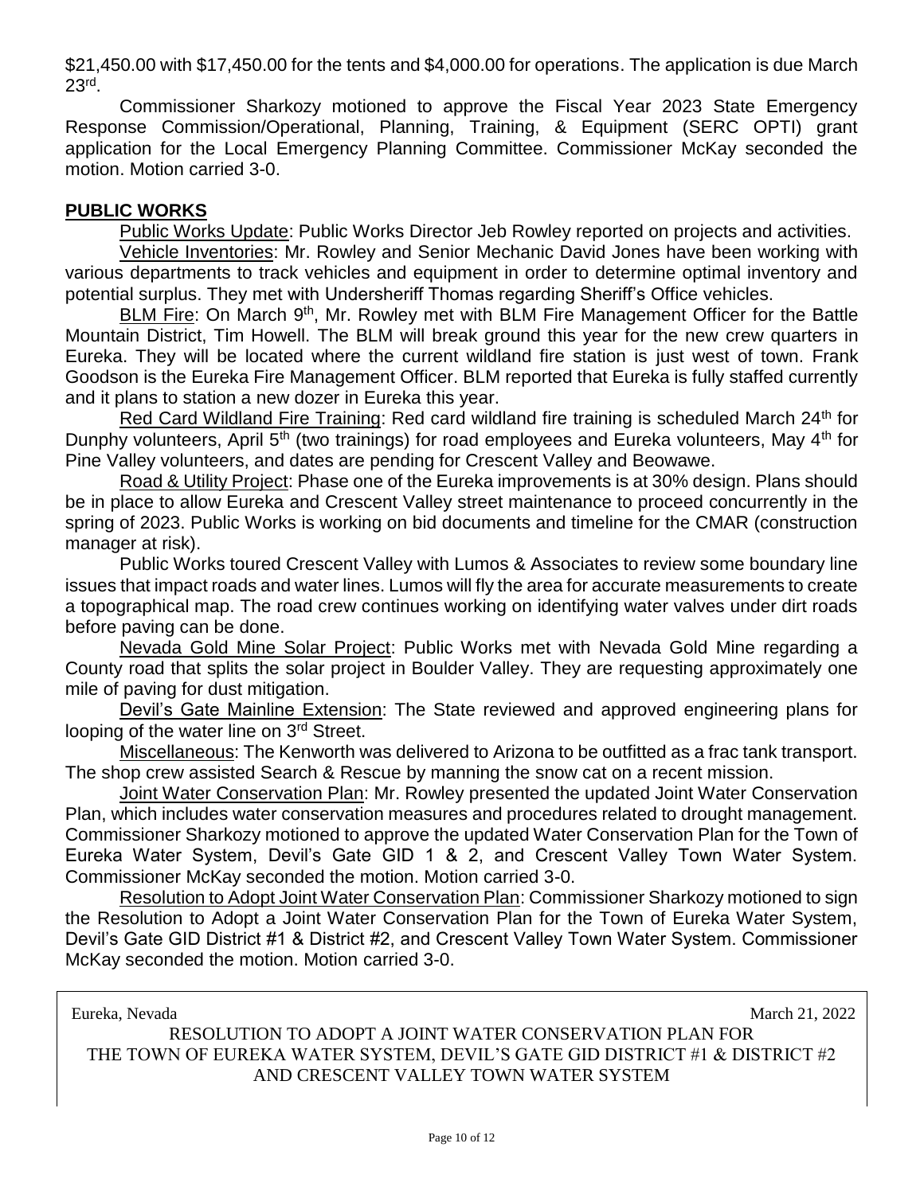$21,450.00 with $17,450.00 for the tents and $4,000.00 for operations. The application is due March 23rd.

Commissioner Sharkozy motioned to approve the Fiscal Year 2023 State Emergency Response Commission/Operational, Planning, Training, & Equipment (SERC OPTI) grant application for the Local Emergency Planning Committee. Commissioner McKay seconded the motion. Motion carried 3-0.

**PUBLIC WORKS**

Public Works Update: Public Works Director Jeb Rowley reported on projects and activities.

Vehicle Inventories: Mr. Rowley and Senior Mechanic David Jones have been working with various departments to track vehicles and equipment in order to determine optimal inventory and potential surplus. They met with Undersheriff Thomas regarding Sheriff's Office vehicles.

BLM Fire: On March 9th, Mr. Rowley met with BLM Fire Management Officer for the Battle Mountain District, Tim Howell. The BLM will break ground this year for the new crew quarters in Eureka. They will be located where the current wildland fire station is just west of town. Frank Goodson is the Eureka Fire Management Officer. BLM reported that Eureka is fully staffed currently and it plans to station a new dozer in Eureka this year.

Red Card Wildland Fire Training: Red card wildland fire training is scheduled March 24th for Dunphy volunteers, April 5th (two trainings) for road employees and Eureka volunteers, May 4th for Pine Valley volunteers, and dates are pending for Crescent Valley and Beowawe.

Road & Utility Project: Phase one of the Eureka improvements is at 30% design. Plans should be in place to allow Eureka and Crescent Valley street maintenance to proceed concurrently in the spring of 2023. Public Works is working on bid documents and timeline for the CMAR (construction manager at risk).

Public Works toured Crescent Valley with Lumos & Associates to review some boundary line issues that impact roads and water lines. Lumos will fly the area for accurate measurements to create a topographical map. The road crew continues working on identifying water valves under dirt roads before paving can be done.

Nevada Gold Mine Solar Project: Public Works met with Nevada Gold Mine regarding a County road that splits the solar project in Boulder Valley. They are requesting approximately one mile of paving for dust mitigation.

Devil's Gate Mainline Extension: The State reviewed and approved engineering plans for looping of the water line on 3rd Street.

Miscellaneous: The Kenworth was delivered to Arizona to be outfitted as a frac tank transport. The shop crew assisted Search & Rescue by manning the snow cat on a recent mission.

Joint Water Conservation Plan: Mr. Rowley presented the updated Joint Water Conservation Plan, which includes water conservation measures and procedures related to drought management. Commissioner Sharkozy motioned to approve the updated Water Conservation Plan for the Town of Eureka Water System, Devil's Gate GID 1 & 2, and Crescent Valley Town Water System. Commissioner McKay seconded the motion. Motion carried 3-0.

Resolution to Adopt Joint Water Conservation Plan: Commissioner Sharkozy motioned to sign the Resolution to Adopt a Joint Water Conservation Plan for the Town of Eureka Water System, Devil's Gate GID District #1 & District #2, and Crescent Valley Town Water System. Commissioner McKay seconded the motion. Motion carried 3-0.

Eureka, Nevada March 21, 2022

RESOLUTION TO ADOPT A JOINT WATER CONSERVATION PLAN FOR THE TOWN OF EUREKA WATER SYSTEM, DEVIL'S GATE GID DISTRICT #1 & DISTRICT #2 AND CRESCENT VALLEY TOWN WATER SYSTEM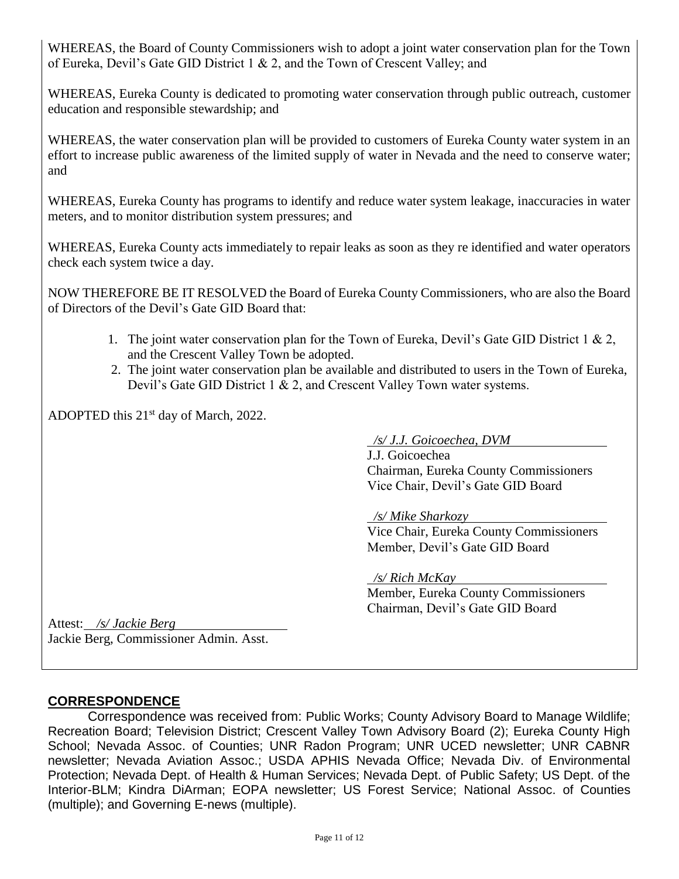WHEREAS, the Board of County Commissioners wish to adopt a joint water conservation plan for the Town of Eureka, Devil's Gate GID District 1 & 2, and the Town of Crescent Valley; and

WHEREAS, Eureka County is dedicated to promoting water conservation through public outreach, customer education and responsible stewardship; and

WHEREAS, the water conservation plan will be provided to customers of Eureka County water system in an effort to increase public awareness of the limited supply of water in Nevada and the need to conserve water; and

WHEREAS, Eureka County has programs to identify and reduce water system leakage, inaccuracies in water meters, and to monitor distribution system pressures; and

WHEREAS, Eureka County acts immediately to repair leaks as soon as they re identified and water operators check each system twice a day.

NOW THEREFORE BE IT RESOLVED the Board of Eureka County Commissioners, who are also the Board of Directors of the Devil's Gate GID Board that:

1. The joint water conservation plan for the Town of Eureka, Devil's Gate GID District 1 & 2, and the Crescent Valley Town be adopted.
2. The joint water conservation plan be available and distributed to users in the Town of Eureka, Devil's Gate GID District 1 & 2, and Crescent Valley Town water systems.

ADOPTED this 21st day of March, 2022.

*/s/ J.J. Goicoechea, DVM*
J.J. Goicoechea
Chairman, Eureka County Commissioners
Vice Chair, Devil's Gate GID Board

*/s/ Mike Sharkozy*
Vice Chair, Eureka County Commissioners
Member, Devil's Gate GID Board

*/s/ Rich McKay*
Member, Eureka County Commissioners
Chairman, Devil's Gate GID Board

Attest: */s/ Jackie Berg*
Jackie Berg, Commissioner Admin. Asst.

## CORRESPONDENCE

Correspondence was received from: Public Works; County Advisory Board to Manage Wildlife; Recreation Board; Television District; Crescent Valley Town Advisory Board (2); Eureka County High School; Nevada Assoc. of Counties; UNR Radon Program; UNR UCED newsletter; UNR CABNR newsletter; Nevada Aviation Assoc.; USDA APHIS Nevada Office; Nevada Div. of Environmental Protection; Nevada Dept. of Health & Human Services; Nevada Dept. of Public Safety; US Dept. of the Interior-BLM; Kindra DiArman; EOPA newsletter; US Forest Service; National Assoc. of Counties (multiple); and Governing E-news (multiple).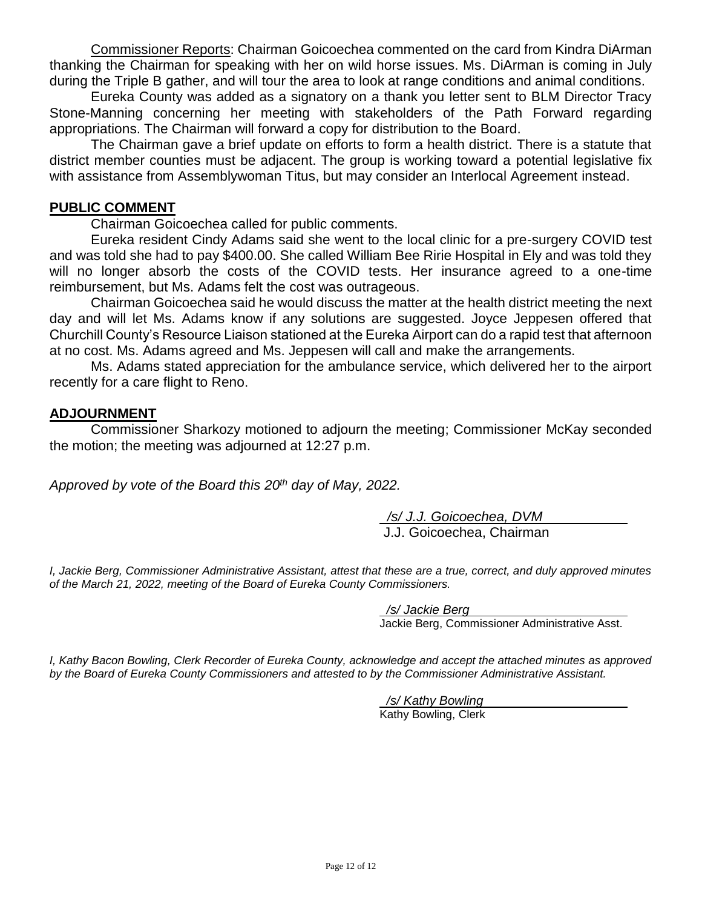Commissioner Reports: Chairman Goicoechea commented on the card from Kindra DiArman thanking the Chairman for speaking with her on wild horse issues. Ms. DiArman is coming in July during the Triple B gather, and will tour the area to look at range conditions and animal conditions.

Eureka County was added as a signatory on a thank you letter sent to BLM Director Tracy Stone-Manning concerning her meeting with stakeholders of the Path Forward regarding appropriations. The Chairman will forward a copy for distribution to the Board.

The Chairman gave a brief update on efforts to form a health district. There is a statute that district member counties must be adjacent. The group is working toward a potential legislative fix with assistance from Assemblywoman Titus, but may consider an Interlocal Agreement instead.

## PUBLIC COMMENT

Chairman Goicoechea called for public comments.

Eureka resident Cindy Adams said she went to the local clinic for a pre-surgery COVID test and was told she had to pay $400.00. She called William Bee Ririe Hospital in Ely and was told they will no longer absorb the costs of the COVID tests. Her insurance agreed to a one-time reimbursement, but Ms. Adams felt the cost was outrageous.

Chairman Goicoechea said he would discuss the matter at the health district meeting the next day and will let Ms. Adams know if any solutions are suggested. Joyce Jeppesen offered that Churchill County's Resource Liaison stationed at the Eureka Airport can do a rapid test that afternoon at no cost. Ms. Adams agreed and Ms. Jeppesen will call and make the arrangements.

Ms. Adams stated appreciation for the ambulance service, which delivered her to the airport recently for a care flight to Reno.

## ADJOURNMENT

Commissioner Sharkozy motioned to adjourn the meeting; Commissioner McKay seconded the motion; the meeting was adjourned at 12:27 p.m.

*Approved by vote of the Board this 20th day of May, 2022.*

*/s/ J.J. Goicoechea, DVM*
J.J. Goicoechea, Chairman

*I, Jackie Berg, Commissioner Administrative Assistant, attest that these are a true, correct, and duly approved minutes of the March 21, 2022, meeting of the Board of Eureka County Commissioners.*

*/s/ Jackie Berg*
Jackie Berg, Commissioner Administrative Asst.

*I, Kathy Bacon Bowling, Clerk Recorder of Eureka County, acknowledge and accept the attached minutes as approved by the Board of Eureka County Commissioners and attested to by the Commissioner Administrative Assistant.*

*/s/ Kathy Bowling*
Kathy Bowling, Clerk